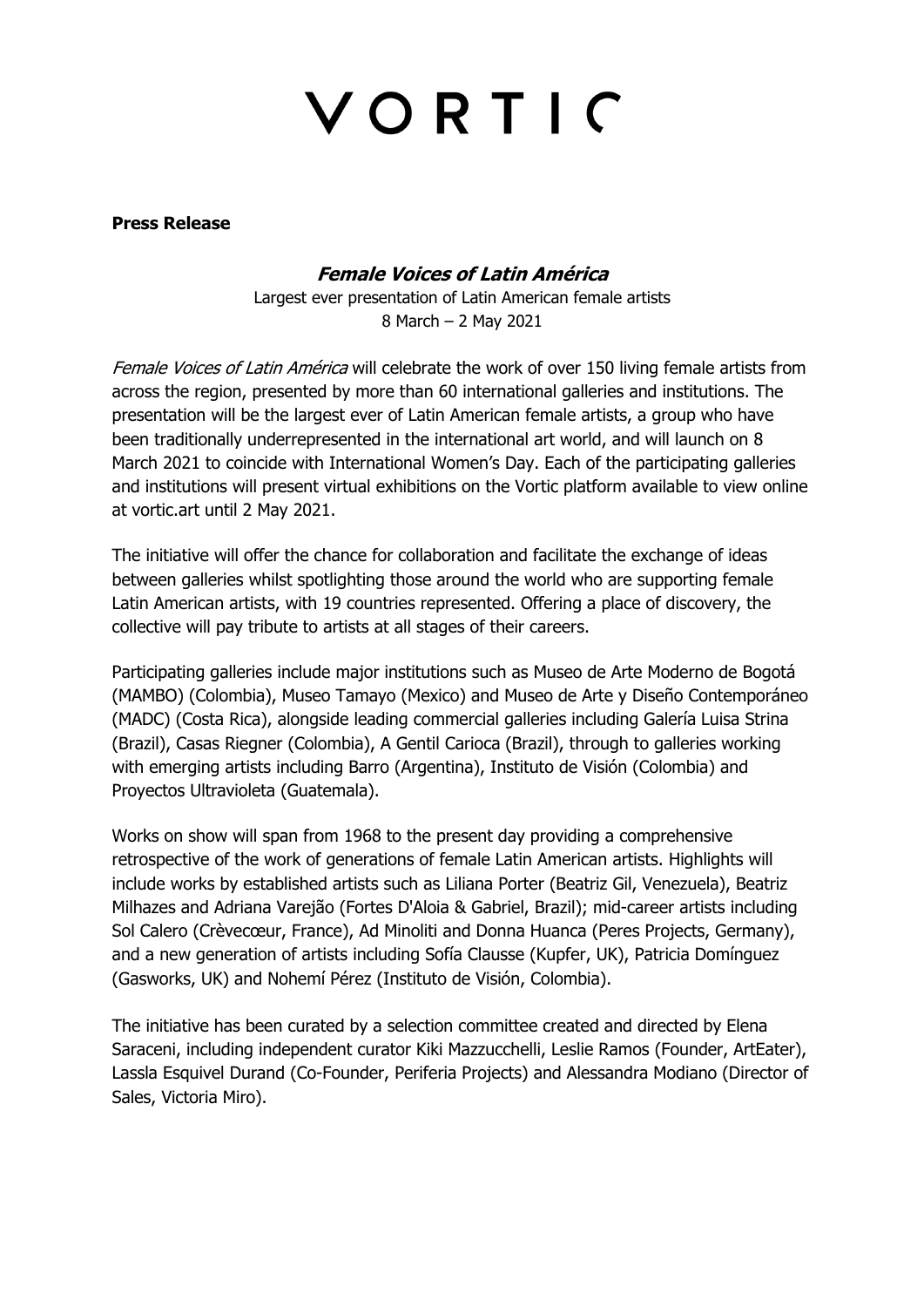# VORTIC

**Press Release**

## ***Female Voices of Latin América***

Largest ever presentation of Latin American female artists
8 March – 2 May 2021

*Female Voices of Latin América* will celebrate the work of over 150 living female artists from across the region, presented by more than 60 international galleries and institutions. The presentation will be the largest ever of Latin American female artists, a group who have been traditionally underrepresented in the international art world, and will launch on 8 March 2021 to coincide with International Women's Day. Each of the participating galleries and institutions will present virtual exhibitions on the Vortic platform available to view online at vortic.art until 2 May 2021.

The initiative will offer the chance for collaboration and facilitate the exchange of ideas between galleries whilst spotlighting those around the world who are supporting female Latin American artists, with 19 countries represented. Offering a place of discovery, the collective will pay tribute to artists at all stages of their careers.

Participating galleries include major institutions such as Museo de Arte Moderno de Bogotá (MAMBO) (Colombia), Museo Tamayo (Mexico) and Museo de Arte y Diseño Contemporáneo (MADC) (Costa Rica), alongside leading commercial galleries including Galería Luisa Strina (Brazil), Casas Riegner (Colombia), A Gentil Carioca (Brazil), through to galleries working with emerging artists including Barro (Argentina), Instituto de Visión (Colombia) and Proyectos Ultravioleta (Guatemala).

Works on show will span from 1968 to the present day providing a comprehensive retrospective of the work of generations of female Latin American artists. Highlights will include works by established artists such as Liliana Porter (Beatriz Gil, Venezuela), Beatriz Milhazes and Adriana Varejão (Fortes D'Aloia & Gabriel, Brazil); mid-career artists including Sol Calero (Crèvecœur, France), Ad Minoliti and Donna Huanca (Peres Projects, Germany), and a new generation of artists including Sofía Clausse (Kupfer, UK), Patricia Domínguez (Gasworks, UK) and Nohemí Pérez (Instituto de Visión, Colombia).

The initiative has been curated by a selection committee created and directed by Elena Saraceni, including independent curator Kiki Mazzucchelli, Leslie Ramos (Founder, ArtEater), Lassla Esquivel Durand (Co-Founder, Periferia Projects) and Alessandra Modiano (Director of Sales, Victoria Miro).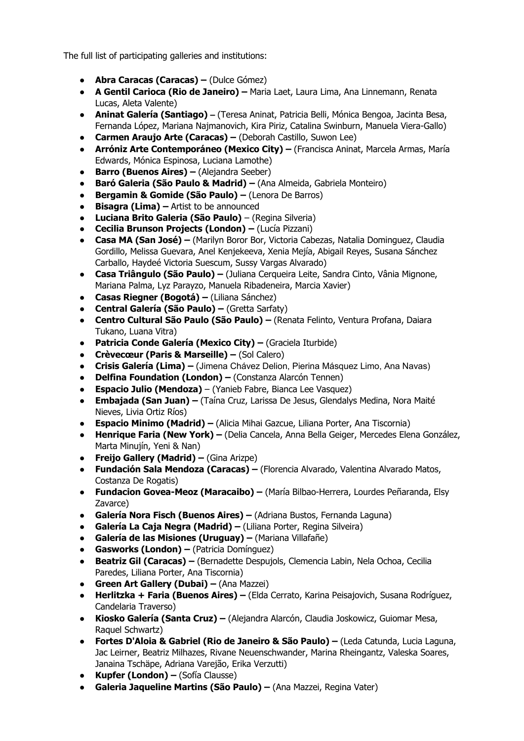The full list of participating galleries and institutions:

- **Abra Caracas (Caracas) –** (Dulce Gómez)
- **A Gentil Carioca (Rio de Janeiro) –** Maria Laet, Laura Lima, Ana Linnemann, Renata Lucas, Aleta Valente)
- **Aninat Galería (Santiago)** – (Teresa Aninat, Patricia Belli, Mónica Bengoa, Jacinta Besa, Fernanda López, Mariana Najmanovich, Kira Piriz, Catalina Swinburn, Manuela Viera-Gallo)
- **Carmen Araujo Arte (Caracas) –** (Deborah Castillo, Suwon Lee)
- **Arróniz Arte Contemporáneo (Mexico City) –** (Francisca Aninat, Marcela Armas, María Edwards, Mónica Espinosa, Luciana Lamothe)
- **Barro (Buenos Aires) –** (Alejandra Seeber)
- **Baró Galeria (São Paulo & Madrid) –** (Ana Almeida, Gabriela Monteiro)
- **Bergamin & Gomide (São Paulo) –** (Lenora De Barros)
- **Bisagra (Lima) –** Artist to be announced
- **Luciana Brito Galeria (São Paulo)** – (Regina Silveria)
- **Cecilia Brunson Projects (London) –** (Lucía Pizzani)
- **Casa MA (San José) –** (Marilyn Boror Bor, Victoria Cabezas, Natalia Dominguez, Claudia Gordillo, Melissa Guevara, Anel Kenjekeeva, Xenia Mejía, Abigail Reyes, Susana Sánchez Carballo, Haydeé Victoria Suescum, Sussy Vargas Alvarado)
- **Casa Triângulo (São Paulo) –** (Juliana Cerqueira Leite, Sandra Cinto, Vânia Mignone, Mariana Palma, Lyz Parayzo, Manuela Ribadeneira, Marcia Xavier)
- **Casas Riegner (Bogotá) –** (Liliana Sánchez)
- **Central Galería (São Paulo) –** (Gretta Sarfaty)
- **Centro Cultural São Paulo (São Paulo) –** (Renata Felinto, Ventura Profana, Daiara Tukano, Luana Vitra)
- **Patricia Conde Galería (Mexico City) –** (Graciela Iturbide)
- **Crèvecœur (Paris & Marseille) –** (Sol Calero)
- **Crisis Galería (Lima) –** (Jimena Chávez Delion, Pierina Másquez Limo, Ana Navas)
- **Delfina Foundation (London) –** (Constanza Alarcón Tennen)
- **Espacio Julio (Mendoza)** – (Yanieb Fabre, Bianca Lee Vasquez)
- **Embajada (San Juan) –** (Taína Cruz, Larissa De Jesus, Glendalys Medina, Nora Maité Nieves, Livia Ortiz Ríos)
- **Espacio Minimo (Madrid) –** (Alicia Mihai Gazcue, Liliana Porter, Ana Tiscornia)
- **Henrique Faria (New York) –** (Delia Cancela, Anna Bella Geiger, Mercedes Elena González, Marta Minujín, Yeni & Nan)
- **Freijo Gallery (Madrid) –** (Gina Arizpe)
- **Fundación Sala Mendoza (Caracas) –** (Florencia Alvarado, Valentina Alvarado Matos, Costanza De Rogatis)
- **Fundacion Govea-Meoz (Maracaibo) –** (María Bilbao-Herrera, Lourdes Peñaranda, Elsy Zavarce)
- **Galería Nora Fisch (Buenos Aires) –** (Adriana Bustos, Fernanda Laguna)
- **Galería La Caja Negra (Madrid) –** (Liliana Porter, Regina Silveira)
- **Galería de las Misiones (Uruguay) –** (Mariana Villafañe)
- **Gasworks (London) –** (Patricia Domínguez)
- **Beatriz Gil (Caracas) –** (Bernadette Despujols, Clemencia Labin, Nela Ochoa, Cecilia Paredes, Liliana Porter, Ana Tiscornia)
- **Green Art Gallery (Dubai) –** (Ana Mazzei)
- **Herlitzka + Faria (Buenos Aires) –** (Elda Cerrato, Karina Peisajovich, Susana Rodríguez, Candelaria Traverso)
- **Kiosko Galería (Santa Cruz) –** (Alejandra Alarcón, Claudia Joskowicz, Guiomar Mesa, Raquel Schwartz)
- **Fortes D'Aloia & Gabriel (Rio de Janeiro & São Paulo) –** (Leda Catunda, Lucia Laguna, Jac Leirner, Beatriz Milhazes, Rivane Neuenschwander, Marina Rheingantz, Valeska Soares, Janaina Tschäpe, Adriana Varejão, Erika Verzutti)
- **Kupfer (London) –** (Sofía Clausse)
- **Galeria Jaqueline Martins (São Paulo) –** (Ana Mazzei, Regina Vater)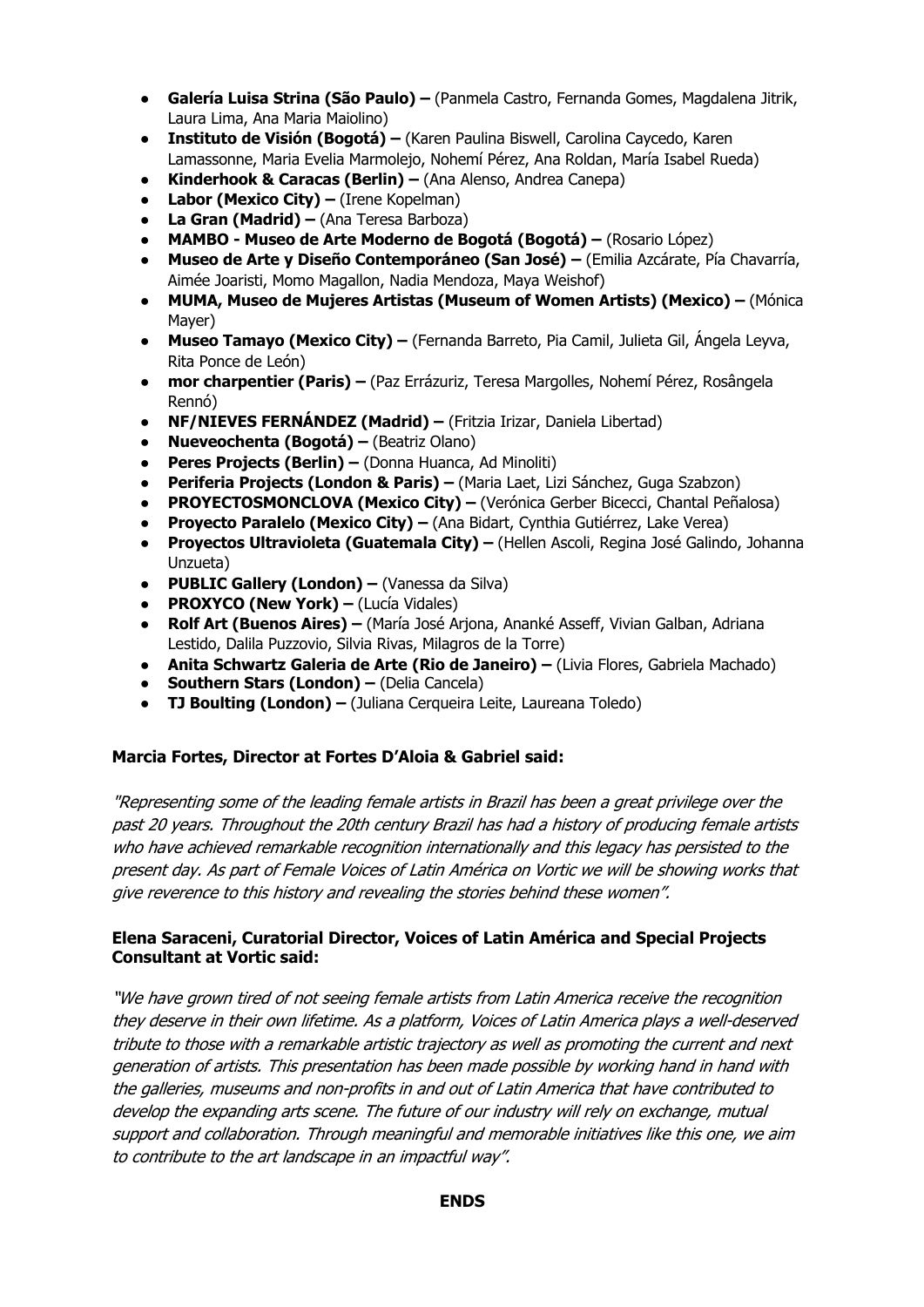- **Galería Luisa Strina (São Paulo) –** (Panmela Castro, Fernanda Gomes, Magdalena Jitrik, Laura Lima, Ana Maria Maiolino)
- **Instituto de Visión (Bogotá) –** (Karen Paulina Biswell, Carolina Caycedo, Karen Lamassonne, Maria Evelia Marmolejo, Nohemí Pérez, Ana Roldan, María Isabel Rueda)
- **Kinderhook & Caracas (Berlin) –** (Ana Alenso, Andrea Canepa)
- **Labor (Mexico City) –** (Irene Kopelman)
- **La Gran (Madrid) –** (Ana Teresa Barboza)
- **MAMBO - Museo de Arte Moderno de Bogotá (Bogotá) –** (Rosario López)
- **Museo de Arte y Diseño Contemporáneo (San José) –** (Emilia Azcárate, Pía Chavarría, Aimée Joaristi, Momo Magallon, Nadia Mendoza, Maya Weishof)
- **MUMA, Museo de Mujeres Artistas (Museum of Women Artists) (Mexico) –** (Mónica Mayer)
- **Museo Tamayo (Mexico City) –** (Fernanda Barreto, Pia Camil, Julieta Gil, Ángela Leyva, Rita Ponce de León)
- **mor charpentier (Paris) –** (Paz Errázuriz, Teresa Margolles, Nohemí Pérez, Rosângela Rennó)
- **NF/NIEVES FERNÁNDEZ (Madrid) –** (Fritzia Irizar, Daniela Libertad)
- **Nueveochenta (Bogotá) –** (Beatriz Olano)
- **Peres Projects (Berlin) –** (Donna Huanca, Ad Minoliti)
- **Periferia Projects (London & Paris) –** (Maria Laet, Lizi Sánchez, Guga Szabzon)
- **PROYECTOSMONCLOVA (Mexico City) –** (Verónica Gerber Bicecci, Chantal Peñalosa)
- **Proyecto Paralelo (Mexico City) –** (Ana Bidart, Cynthia Gutiérrez, Lake Verea)
- **Proyectos Ultravioleta (Guatemala City) –** (Hellen Ascoli, Regina José Galindo, Johanna Unzueta)
- **PUBLIC Gallery (London) –** (Vanessa da Silva)
- **PROXYCO (New York) –** (Lucía Vidales)
- **Rolf Art (Buenos Aires) –** (María José Arjona, Ananké Asseff, Vivian Galban, Adriana Lestido, Dalila Puzzovio, Silvia Rivas, Milagros de la Torre)
- **Anita Schwartz Galeria de Arte (Rio de Janeiro) –** (Livia Flores, Gabriela Machado)
- **Southern Stars (London) –** (Delia Cancela)
- **TJ Boulting (London) –** (Juliana Cerqueira Leite, Laureana Toledo)

**Marcia Fortes, Director at Fortes D'Aloia & Gabriel said:**

*"Representing some of the leading female artists in Brazil has been a great privilege over the past 20 years. Throughout the 20th century Brazil has had a history of producing female artists who have achieved remarkable recognition internationally and this legacy has persisted to the present day. As part of Female Voices of Latin América on Vortic we will be showing works that give reverence to this history and revealing the stories behind these women".*

**Elena Saraceni, Curatorial Director, Voices of Latin América and Special Projects Consultant at Vortic said:**

*"We have grown tired of not seeing female artists from Latin America receive the recognition they deserve in their own lifetime. As a platform, Voices of Latin America plays a well-deserved tribute to those with a remarkable artistic trajectory as well as promoting the current and next generation of artists. This presentation has been made possible by working hand in hand with the galleries, museums and non-profits in and out of Latin America that have contributed to develop the expanding arts scene. The future of our industry will rely on exchange, mutual support and collaboration. Through meaningful and memorable initiatives like this one, we aim to contribute to the art landscape in an impactful way".*

**ENDS**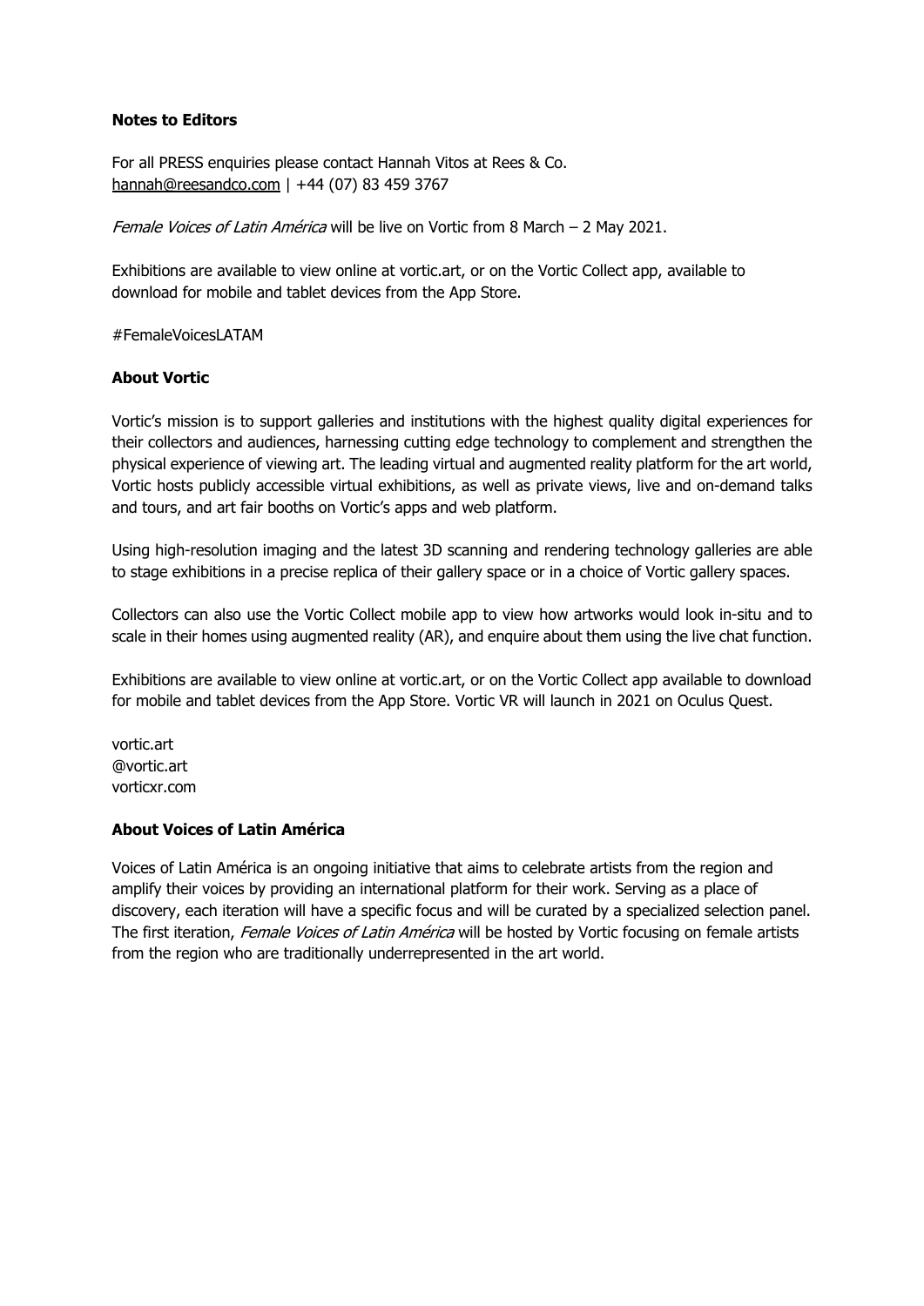**Notes to Editors**

For all PRESS enquiries please contact Hannah Vitos at Rees & Co.
hannah@reesandco.com | +44 (07) 83 459 3767

*Female Voices of Latin América* will be live on Vortic from 8 March – 2 May 2021.

Exhibitions are available to view online at vortic.art, or on the Vortic Collect app, available to download for mobile and tablet devices from the App Store.

#FemaleVoicesLATAM

**About Vortic**

Vortic's mission is to support galleries and institutions with the highest quality digital experiences for their collectors and audiences, harnessing cutting edge technology to complement and strengthen the physical experience of viewing art. The leading virtual and augmented reality platform for the art world, Vortic hosts publicly accessible virtual exhibitions, as well as private views, live and on-demand talks and tours, and art fair booths on Vortic's apps and web platform.

Using high-resolution imaging and the latest 3D scanning and rendering technology galleries are able to stage exhibitions in a precise replica of their gallery space or in a choice of Vortic gallery spaces.

Collectors can also use the Vortic Collect mobile app to view how artworks would look in-situ and to scale in their homes using augmented reality (AR), and enquire about them using the live chat function.

Exhibitions are available to view online at vortic.art, or on the Vortic Collect app available to download for mobile and tablet devices from the App Store. Vortic VR will launch in 2021 on Oculus Quest.

vortic.art
@vortic.art
vorticxr.com

**About Voices of Latin América**

Voices of Latin América is an ongoing initiative that aims to celebrate artists from the region and amplify their voices by providing an international platform for their work. Serving as a place of discovery, each iteration will have a specific focus and will be curated by a specialized selection panel. The first iteration, *Female Voices of Latin América* will be hosted by Vortic focusing on female artists from the region who are traditionally underrepresented in the art world.